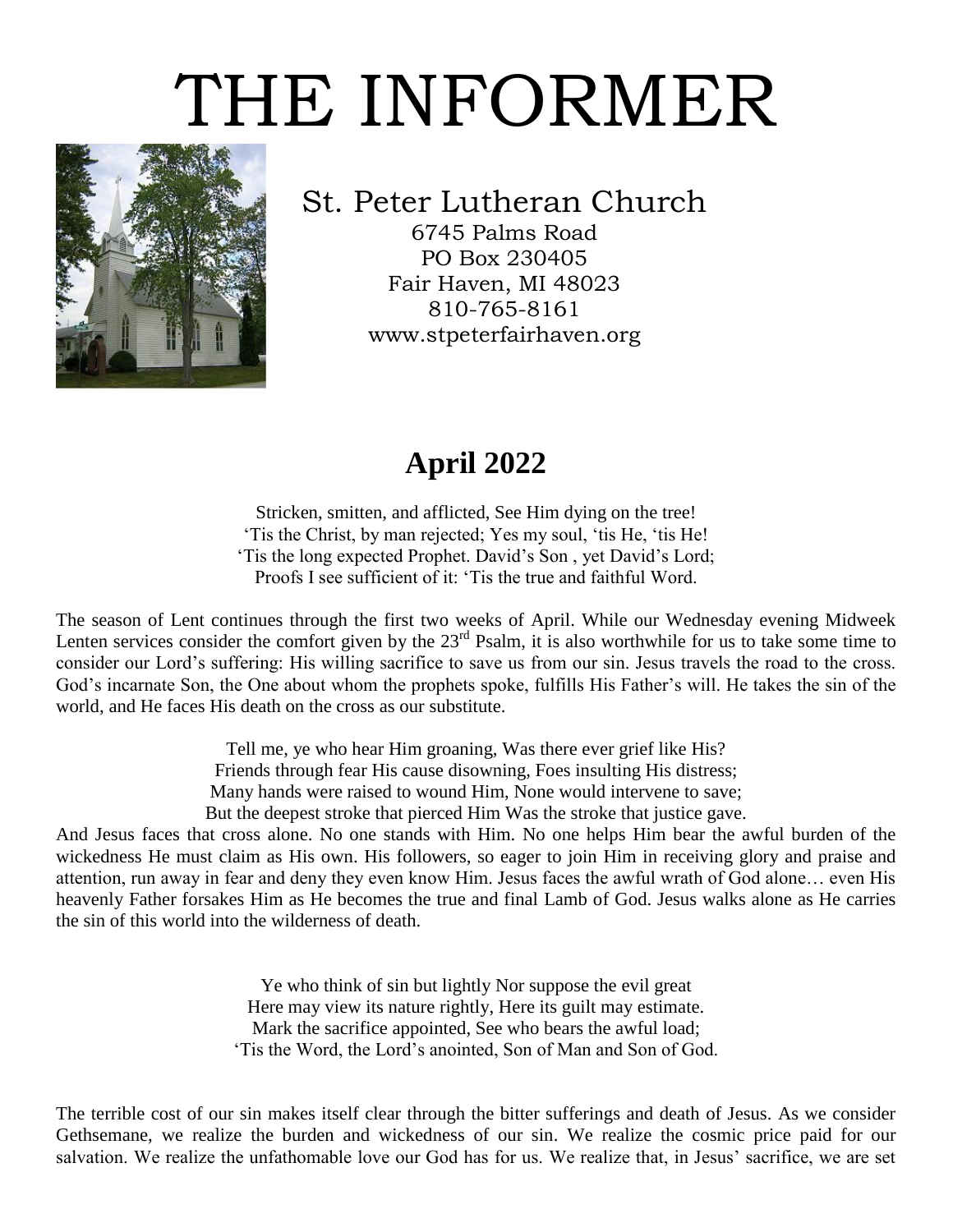# THE INFORMER

St. Peter Lutheran Church
6745 Palms Road
PO Box 230405
Fair Haven, MI 48023
810-765-8161
www.stpeterfairhaven.org

## April 2022

Stricken, smitten, and afflicted, See Him dying on the tree!
'Tis the Christ, by man rejected; Yes my soul, 'tis He, 'tis He!
'Tis the long expected Prophet. David's Son , yet David's Lord;
Proofs I see sufficient of it: 'Tis the true and faithful Word.

The season of Lent continues through the first two weeks of April. While our Wednesday evening Midweek Lenten services consider the comfort given by the 23rd Psalm, it is also worthwhile for us to take some time to consider our Lord's suffering: His willing sacrifice to save us from our sin. Jesus travels the road to the cross. God's incarnate Son, the One about whom the prophets spoke, fulfills His Father's will. He takes the sin of the world, and He faces His death on the cross as our substitute.

Tell me, ye who hear Him groaning, Was there ever grief like His?
Friends through fear His cause disowning, Foes insulting His distress;
Many hands were raised to wound Him, None would intervene to save;
But the deepest stroke that pierced Him Was the stroke that justice gave.

And Jesus faces that cross alone. No one stands with Him. No one helps Him bear the awful burden of the wickedness He must claim as His own. His followers, so eager to join Him in receiving glory and praise and attention, run away in fear and deny they even know Him. Jesus faces the awful wrath of God alone… even His heavenly Father forsakes Him as He becomes the true and final Lamb of God. Jesus walks alone as He carries the sin of this world into the wilderness of death.

Ye who think of sin but lightly Nor suppose the evil great
Here may view its nature rightly, Here its guilt may estimate.
Mark the sacrifice appointed, See who bears the awful load;
'Tis the Word, the Lord's anointed, Son of Man and Son of God.

The terrible cost of our sin makes itself clear through the bitter sufferings and death of Jesus. As we consider Gethsemane, we realize the burden and wickedness of our sin. We realize the cosmic price paid for our salvation. We realize the unfathomable love our God has for us. We realize that, in Jesus' sacrifice, we are set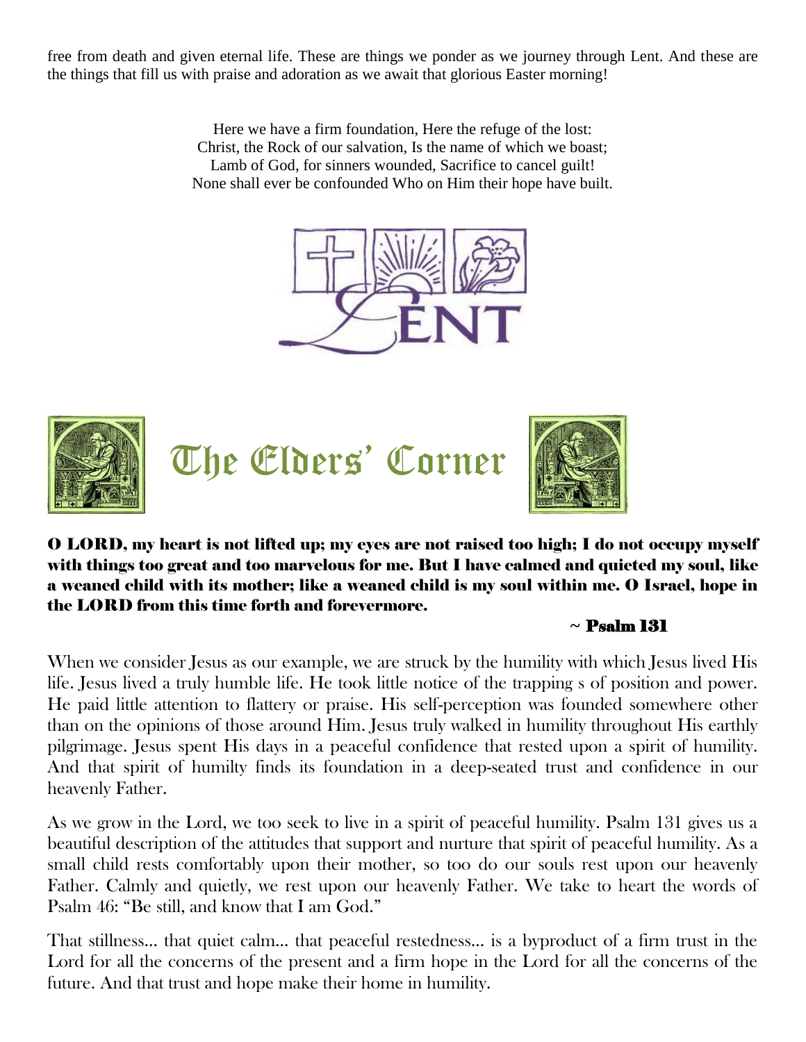free from death and given eternal life. These are things we ponder as we journey through Lent. And these are the things that fill us with praise and adoration as we await that glorious Easter morning!

Here we have a firm foundation, Here the refuge of the lost:
Christ, the Rock of our salvation, Is the name of which we boast;
Lamb of God, for sinners wounded, Sacrifice to cancel guilt!
None shall ever be confounded Who on Him their hope have built.

LENT

# The Elders' Corner

**O LORD, my heart is not lifted up; my eyes are not raised too high; I do not occupy myself with things too great and too marvelous for me. But I have calmed and quieted my soul, like a weaned child with its mother; like a weaned child is my soul within me. O Israel, hope in the LORD from this time forth and forevermore.**

~ **Psalm 131**

When we consider Jesus as our example, we are struck by the humility with which Jesus lived His life. Jesus lived a truly humble life. He took little notice of the trapping s of position and power. He paid little attention to flattery or praise. His self-perception was founded somewhere other than on the opinions of those around Him. Jesus truly walked in humility throughout His earthly pilgrimage. Jesus spent His days in a peaceful confidence that rested upon a spirit of humility. And that spirit of humilty finds its foundation in a deep-seated trust and confidence in our heavenly Father.

As we grow in the Lord, we too seek to live in a spirit of peaceful humility. Psalm 131 gives us a beautiful description of the attitudes that support and nurture that spirit of peaceful humility. As a small child rests comfortably upon their mother, so too do our souls rest upon our heavenly Father. Calmly and quietly, we rest upon our heavenly Father. We take to heart the words of Psalm 46: "Be still, and know that I am God."

That stillness... that quiet calm... that peaceful restedness... is a byproduct of a firm trust in the Lord for all the concerns of the present and a firm hope in the Lord for all the concerns of the future. And that trust and hope make their home in humility.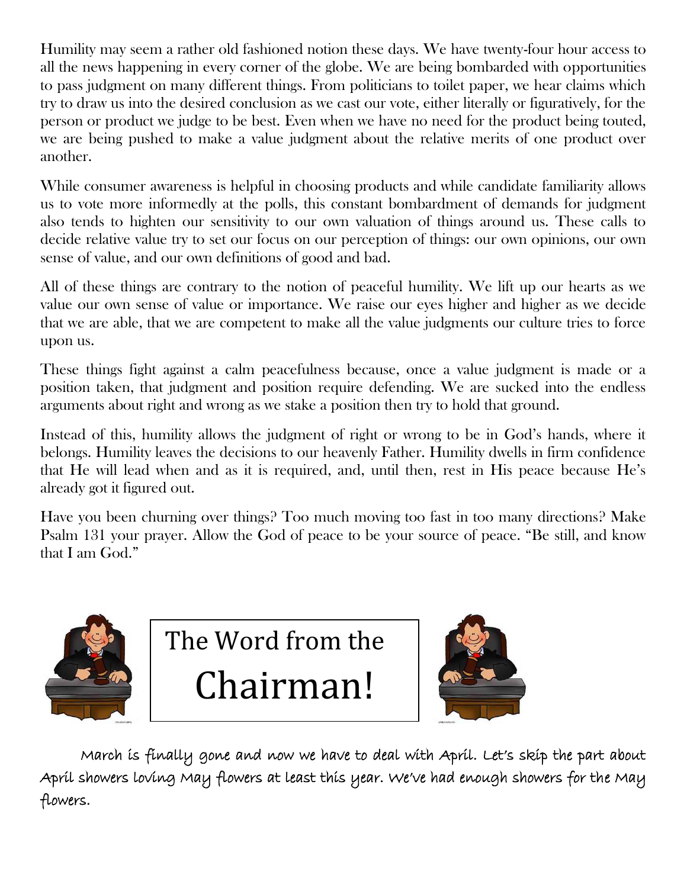Humility may seem a rather old fashioned notion these days. We have twenty-four hour access to all the news happening in every corner of the globe. We are being bombarded with opportunities to pass judgment on many different things. From politicians to toilet paper, we hear claims which try to draw us into the desired conclusion as we cast our vote, either literally or figuratively, for the person or product we judge to be best. Even when we have no need for the product being touted, we are being pushed to make a value judgment about the relative merits of one product over another.

While consumer awareness is helpful in choosing products and while candidate familiarity allows us to vote more informedly at the polls, this constant bombardment of demands for judgment also tends to highten our sensitivity to our own valuation of things around us. These calls to decide relative value try to set our focus on our perception of things: our own opinions, our own sense of value, and our own definitions of good and bad.

All of these things are contrary to the notion of peaceful humility. We lift up our hearts as we value our own sense of value or importance. We raise our eyes higher and higher as we decide that we are able, that we are competent to make all the value judgments our culture tries to force upon us.

These things fight against a calm peacefulness because, once a value judgment is made or a position taken, that judgment and position require defending. We are sucked into the endless arguments about right and wrong as we stake a position then try to hold that ground.

Instead of this, humility allows the judgment of right or wrong to be in God's hands, where it belongs. Humility leaves the decisions to our heavenly Father. Humility dwells in firm confidence that He will lead when and as it is required, and, until then, rest in His peace because He's already got it figured out.

Have you been churning over things? Too much moving too fast in too many directions? Make Psalm 131 your prayer. Allow the God of peace to be your source of peace. "Be still, and know that I am God."

# The Word from the Chairman!

March is finally gone and now we have to deal with April. Let's skip the part about April showers loving May flowers at least this year. We've had enough showers for the May flowers.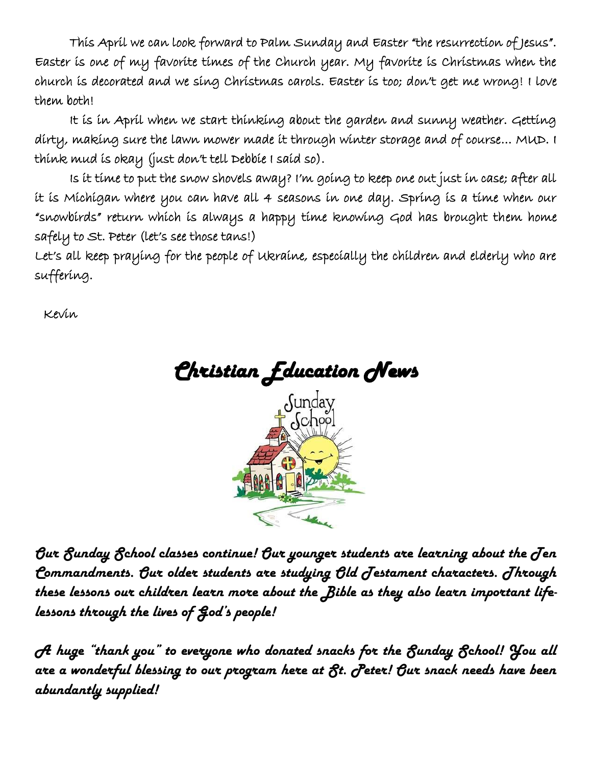This April we can look forward to Palm Sunday and Easter "the resurrection of Jesus". Easter is one of my favorite times of the Church year. My favorite is Christmas when the church is decorated and we sing Christmas carols. Easter is too; don't get me wrong! I love them both!

It is in April when we start thinking about the garden and sunny weather. Getting dirty, making sure the lawn mower made it through winter storage and of course... MUD. I think mud is okay (just don't tell Debbie I said so).

Is it time to put the snow shovels away? I'm going to keep one out just in case; after all it is Michigan where you can have all 4 seasons in one day. Spring is a time when our "snowbirds" return which is always a happy time knowing God has brought them home safely to St. Peter (let's see those tans!)

Let's all keep praying for the people of Ukraine, especially the children and elderly who are suffering.

Kevin

# *Christian Education News*

***Our Sunday School classes continue! Our younger students are learning about the Ten Commandments. Our older students are studying Old Testament characters. Through these lessons our children learn more about the Bible as they also learn important life-lessons through the lives of God's people!***

***A huge "thank you" to everyone who donated snacks for the Sunday School! You all are a wonderful blessing to our program here at St. Peter! Our snack needs have been abundantly supplied!***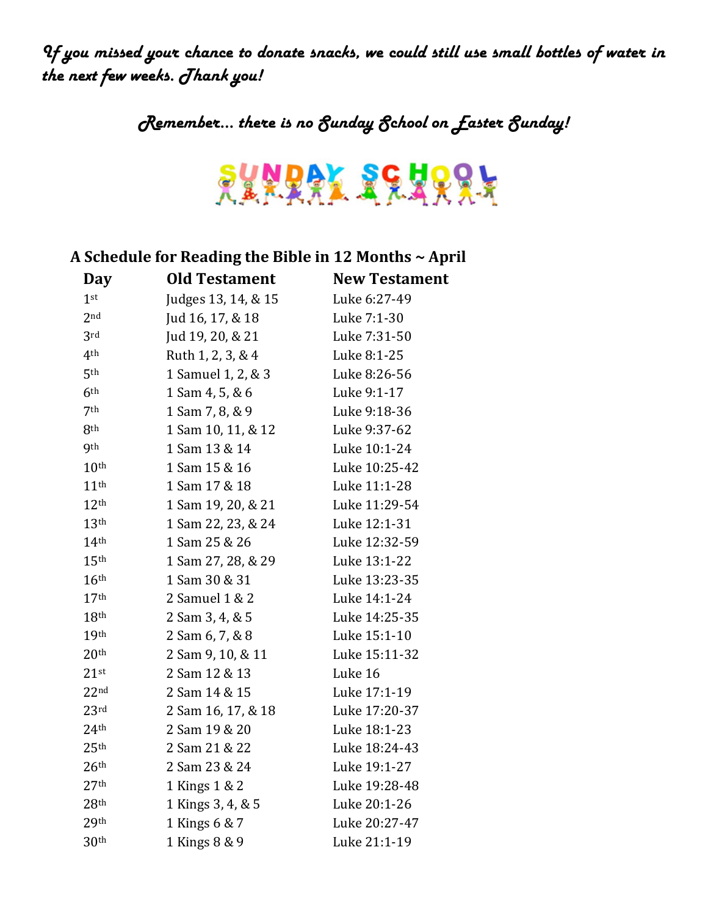*If you missed your chance to donate snacks, we could still use small bottles of water in the next few weeks. Thank you!*

*Remember… there is no Sunday School on Easter Sunday!*

SUNDAY SCHOOL

**A Schedule for Reading the Bible in 12 Months ~ April**

| Day | Old Testament | New Testament |
|---|---|---|
| 1st | Judges 13, 14, & 15 | Luke 6:27-49 |
| 2nd | Jud 16, 17, & 18 | Luke 7:1-30 |
| 3rd | Jud 19, 20, & 21 | Luke 7:31-50 |
| 4th | Ruth 1, 2, 3, & 4 | Luke 8:1-25 |
| 5th | 1 Samuel 1, 2, & 3 | Luke 8:26-56 |
| 6th | 1 Sam 4, 5, & 6 | Luke 9:1-17 |
| 7th | 1 Sam 7, 8, & 9 | Luke 9:18-36 |
| 8th | 1 Sam 10, 11, & 12 | Luke 9:37-62 |
| 9th | 1 Sam 13 & 14 | Luke 10:1-24 |
| 10th | 1 Sam 15 & 16 | Luke 10:25-42 |
| 11th | 1 Sam 17 & 18 | Luke 11:1-28 |
| 12th | 1 Sam 19, 20, & 21 | Luke 11:29-54 |
| 13th | 1 Sam 22, 23, & 24 | Luke 12:1-31 |
| 14th | 1 Sam 25 & 26 | Luke 12:32-59 |
| 15th | 1 Sam 27, 28, & 29 | Luke 13:1-22 |
| 16th | 1 Sam 30 & 31 | Luke 13:23-35 |
| 17th | 2 Samuel 1 & 2 | Luke 14:1-24 |
| 18th | 2 Sam 3, 4, & 5 | Luke 14:25-35 |
| 19th | 2 Sam 6, 7, & 8 | Luke 15:1-10 |
| 20th | 2 Sam 9, 10, & 11 | Luke 15:11-32 |
| 21st | 2 Sam 12 & 13 | Luke 16 |
| 22nd | 2 Sam 14 & 15 | Luke 17:1-19 |
| 23rd | 2 Sam 16, 17, & 18 | Luke 17:20-37 |
| 24th | 2 Sam 19 & 20 | Luke 18:1-23 |
| 25th | 2 Sam 21 & 22 | Luke 18:24-43 |
| 26th | 2 Sam 23 & 24 | Luke 19:1-27 |
| 27th | 1 Kings 1 & 2 | Luke 19:28-48 |
| 28th | 1 Kings 3, 4, & 5 | Luke 20:1-26 |
| 29th | 1 Kings 6 & 7 | Luke 20:27-47 |
| 30th | 1 Kings 8 & 9 | Luke 21:1-19 |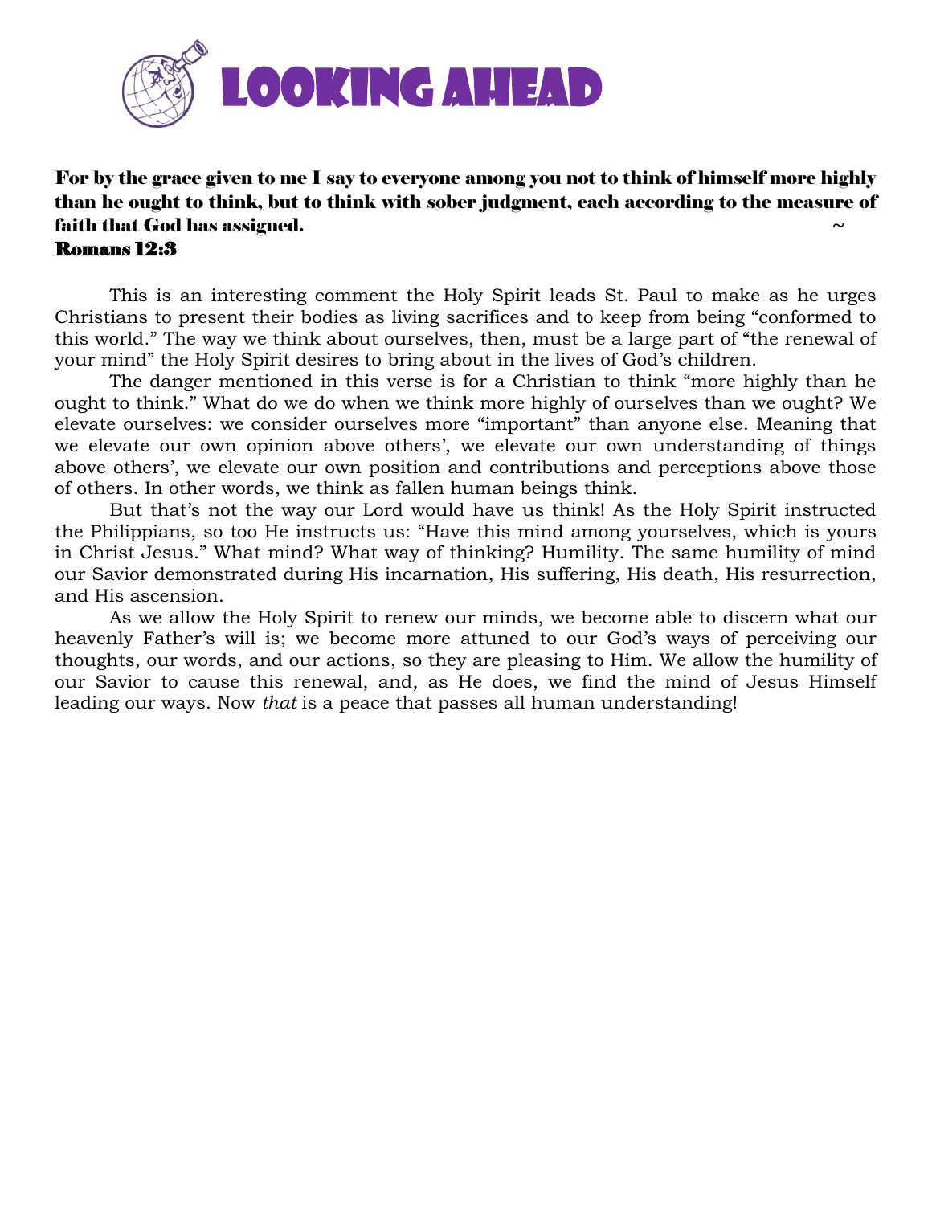# Looking Ahead

**For by the grace given to me I say to everyone among you not to think of himself more highly than he ought to think, but to think with sober judgment, each according to the measure of faith that God has assigned. ~ Romans 12:3**

This is an interesting comment the Holy Spirit leads St. Paul to make as he urges Christians to present their bodies as living sacrifices and to keep from being "conformed to this world." The way we think about ourselves, then, must be a large part of "the renewal of your mind" the Holy Spirit desires to bring about in the lives of God's children.

The danger mentioned in this verse is for a Christian to think "more highly than he ought to think." What do we do when we think more highly of ourselves than we ought? We elevate ourselves: we consider ourselves more "important" than anyone else. Meaning that we elevate our own opinion above others', we elevate our own understanding of things above others', we elevate our own position and contributions and perceptions above those of others. In other words, we think as fallen human beings think.

But that's not the way our Lord would have us think! As the Holy Spirit instructed the Philippians, so too He instructs us: "Have this mind among yourselves, which is yours in Christ Jesus." What mind? What way of thinking? Humility. The same humility of mind our Savior demonstrated during His incarnation, His suffering, His death, His resurrection, and His ascension.

As we allow the Holy Spirit to renew our minds, we become able to discern what our heavenly Father's will is; we become more attuned to our God's ways of perceiving our thoughts, our words, and our actions, so they are pleasing to Him. We allow the humility of our Savior to cause this renewal, and, as He does, we find the mind of Jesus Himself leading our ways. Now *that* is a peace that passes all human understanding!